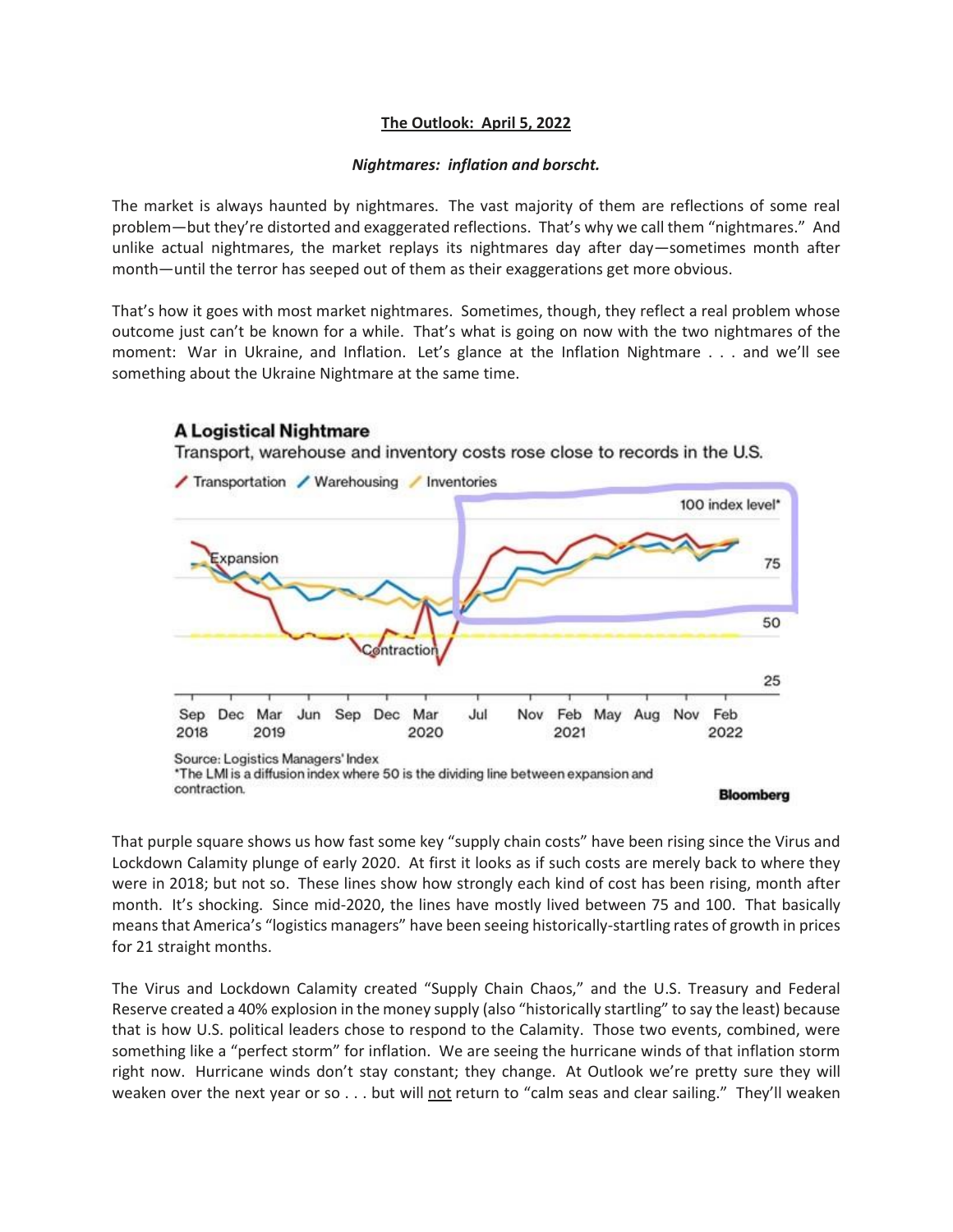**The Outlook: April 5, 2022**

***Nightmares: inflation and borscht.***

The market is always haunted by nightmares. The vast majority of them are reflections of some real problem—but they're distorted and exaggerated reflections. That's why we call them "nightmares." And unlike actual nightmares, the market replays its nightmares day after day—sometimes month after month—until the terror has seeped out of them as their exaggerations get more obvious.

That's how it goes with most market nightmares. Sometimes, though, they reflect a real problem whose outcome just can't be known for a while. That's what is going on now with the two nightmares of the moment: War in Ukraine, and Inflation. Let's glance at the Inflation Nightmare . . . and we'll see something about the Ukraine Nightmare at the same time.

**A Logistical Nightmare**

Transport, warehouse and inventory costs rose close to records in the U.S.

Source: Logistics Managers' Index
*The LMI is a diffusion index where 50 is the dividing line between expansion and contraction.

Bloomberg

That purple square shows us how fast some key "supply chain costs" have been rising since the Virus and Lockdown Calamity plunge of early 2020. At first it looks as if such costs are merely back to where they were in 2018; but not so. These lines show how strongly each kind of cost has been rising, month after month. It's shocking. Since mid-2020, the lines have mostly lived between 75 and 100. That basically means that America's "logistics managers" have been seeing historically-startling rates of growth in prices for 21 straight months.

The Virus and Lockdown Calamity created "Supply Chain Chaos," and the U.S. Treasury and Federal Reserve created a 40% explosion in the money supply (also "historically startling" to say the least) because that is how U.S. political leaders chose to respond to the Calamity. Those two events, combined, were something like a "perfect storm" for inflation. We are seeing the hurricane winds of that inflation storm right now. Hurricane winds don't stay constant; they change. At Outlook we're pretty sure they will weaken over the next year or so . . . but will <u>not</u> return to "calm seas and clear sailing." They'll weaken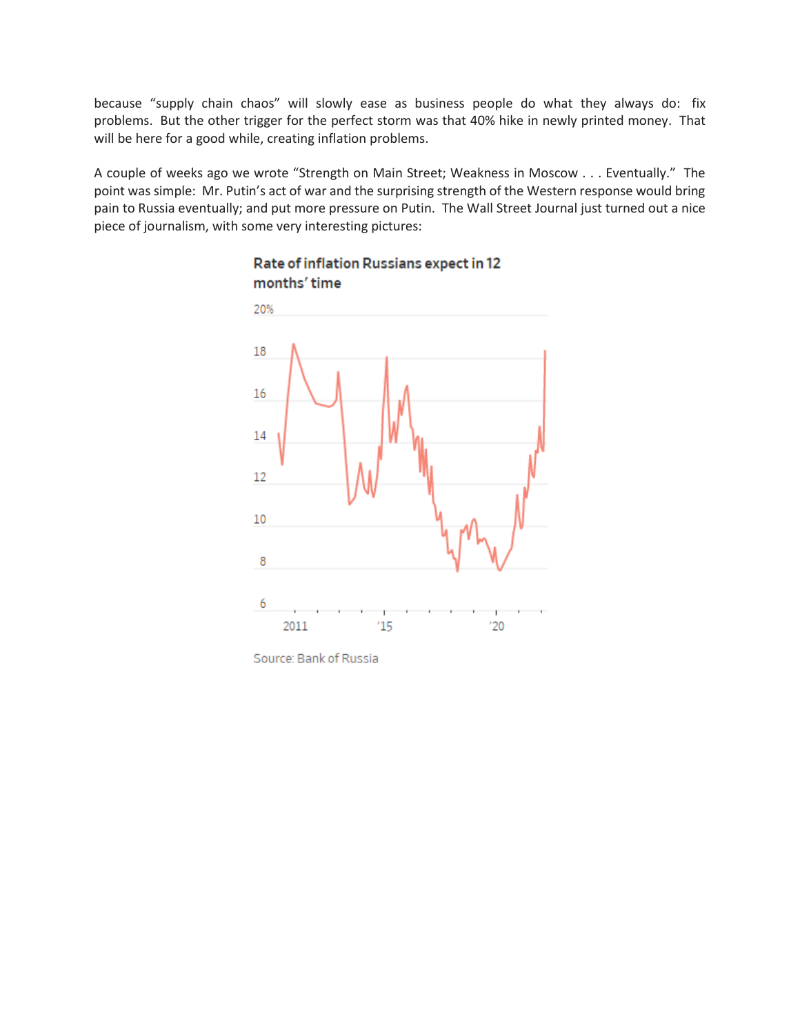because "supply chain chaos" will slowly ease as business people do what they always do: fix problems. But the other trigger for the perfect storm was that 40% hike in newly printed money. That will be here for a good while, creating inflation problems.

A couple of weeks ago we wrote "Strength on Main Street; Weakness in Moscow . . . Eventually." The point was simple: Mr. Putin's act of war and the surprising strength of the Western response would bring pain to Russia eventually; and put more pressure on Putin. The Wall Street Journal just turned out a nice piece of journalism, with some very interesting pictures:

**Rate of inflation Russians expect in 12 months' time**

Source: Bank of Russia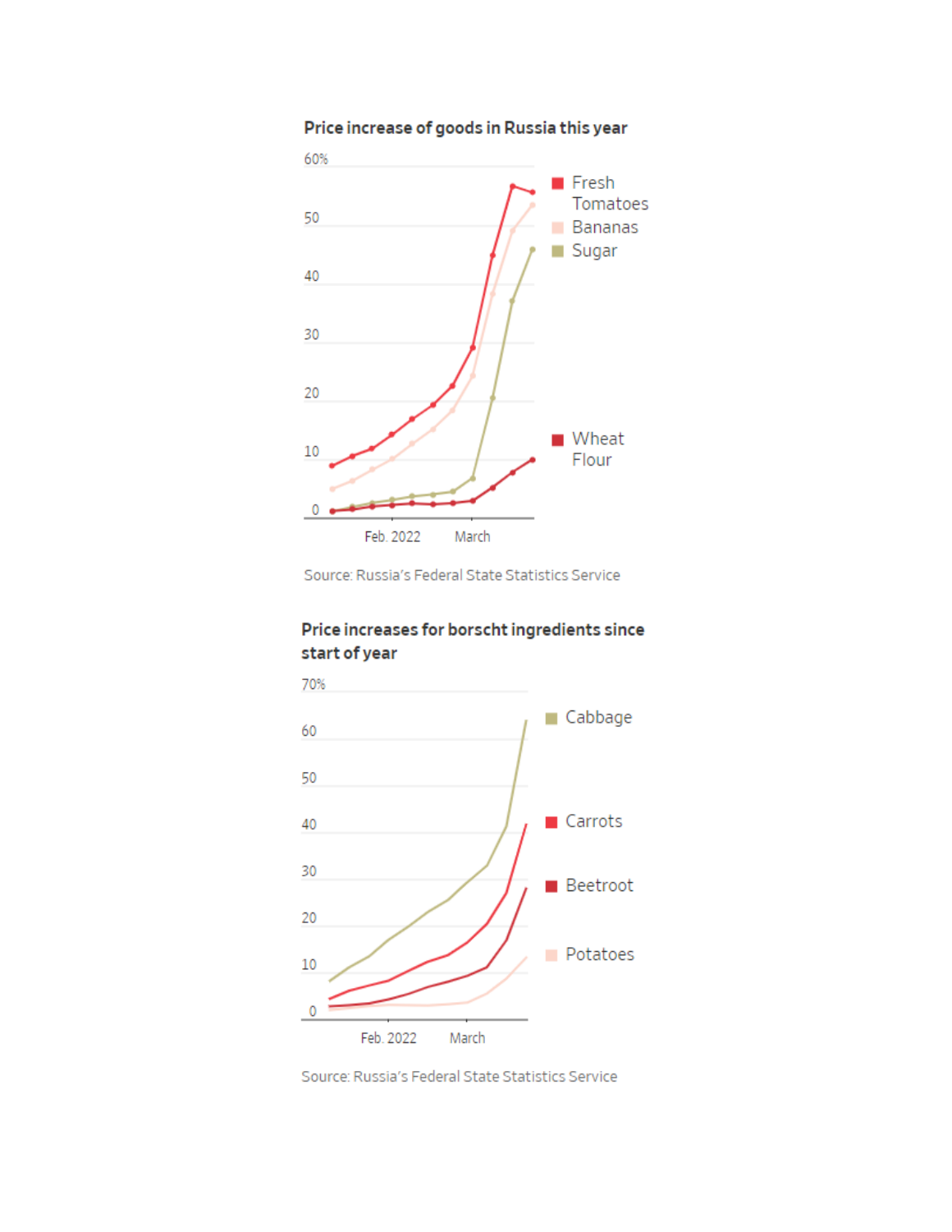**Price increase of goods in Russia this year**

60%
50
40
30
20
10
0

Feb. 2022 March

Fresh Tomatoes
Bananas
Sugar
Wheat Flour

Source: Russia's Federal State Statistics Service

**Price increases for borscht ingredients since start of year**

70%
60
50
40
30
20
10
0

Feb. 2022 March

Cabbage
Carrots
Beetroot
Potatoes

Source: Russia's Federal State Statistics Service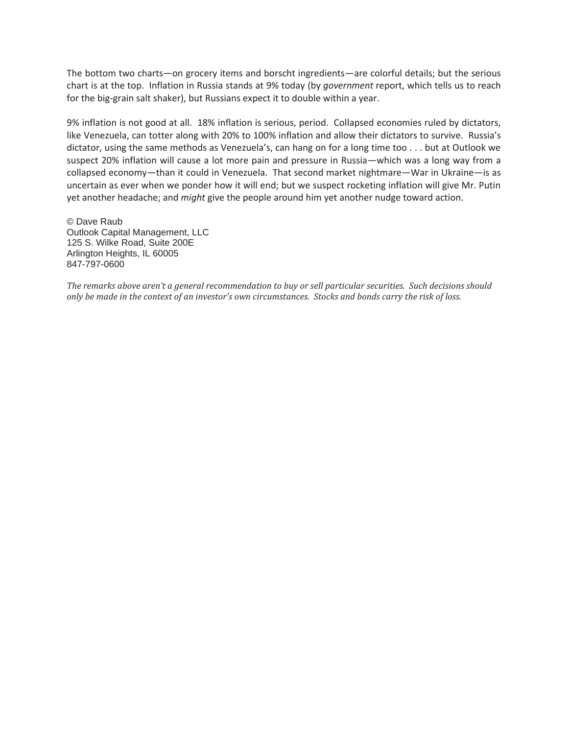The bottom two charts—on grocery items and borscht ingredients—are colorful details; but the serious chart is at the top. Inflation in Russia stands at 9% today (by *government* report, which tells us to reach for the big-grain salt shaker), but Russians expect it to double within a year.

9% inflation is not good at all. 18% inflation is serious, period. Collapsed economies ruled by dictators, like Venezuela, can totter along with 20% to 100% inflation and allow their dictators to survive. Russia's dictator, using the same methods as Venezuela's, can hang on for a long time too . . . but at Outlook we suspect 20% inflation will cause a lot more pain and pressure in Russia—which was a long way from a collapsed economy—than it could in Venezuela. That second market nightmare—War in Ukraine—is as uncertain as ever when we ponder how it will end; but we suspect rocketing inflation will give Mr. Putin yet another headache; and *might* give the people around him yet another nudge toward action.

© Dave Raub
Outlook Capital Management, LLC
125 S. Wilke Road, Suite 200E
Arlington Heights, IL 60005
847-797-0600

*The remarks above aren't a general recommendation to buy or sell particular securities. Such decisions should only be made in the context of an investor's own circumstances. Stocks and bonds carry the risk of loss.*